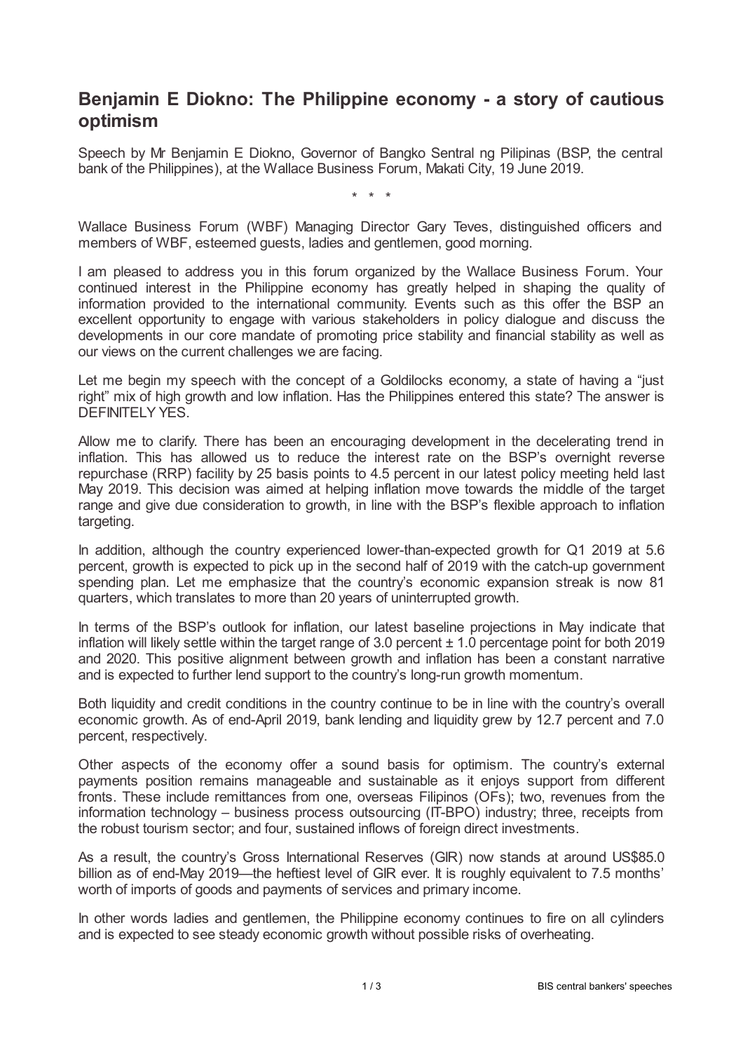# Benjamin E Diokno: The Philippine economy - a story of cautious optimism

Speech by Mr Benjamin E Diokno, Governor of Bangko Sentral ng Pilipinas (BSP, the central bank of the Philippines), at the Wallace Business Forum, Makati City, 19 June 2019.

\* \* \*

Wallace Business Forum (WBF) Managing Director Gary Teves, distinguished officers and members of WBF, esteemed guests, ladies and gentlemen, good morning.

I am pleased to address you in this forum organized by the Wallace Business Forum. Your continued interest in the Philippine economy has greatly helped in shaping the quality of information provided to the international community. Events such as this offer the BSP an excellent opportunity to engage with various stakeholders in policy dialogue and discuss the developments in our core mandate of promoting price stability and financial stability as well as our views on the current challenges we are facing.

Let me begin my speech with the concept of a Goldilocks economy, a state of having a "just right" mix of high growth and low inflation. Has the Philippines entered this state? The answer is DEFINITELY YES.

Allow me to clarify. There has been an encouraging development in the decelerating trend in inflation. This has allowed us to reduce the interest rate on the BSP's overnight reverse repurchase (RRP) facility by 25 basis points to 4.5 percent in our latest policy meeting held last May 2019. This decision was aimed at helping inflation move towards the middle of the target range and give due consideration to growth, in line with the BSP's flexible approach to inflation targeting.

In addition, although the country experienced lower-than-expected growth for Q1 2019 at 5.6 percent, growth is expected to pick up in the second half of 2019 with the catch-up government spending plan. Let me emphasize that the country's economic expansion streak is now 81 quarters, which translates to more than 20 years of uninterrupted growth.

In terms of the BSP's outlook for inflation, our latest baseline projections in May indicate that inflation will likely settle within the target range of 3.0 percent ± 1.0 percentage point for both 2019 and 2020. This positive alignment between growth and inflation has been a constant narrative and is expected to further lend support to the country's long-run growth momentum.

Both liquidity and credit conditions in the country continue to be in line with the country's overall economic growth. As of end-April 2019, bank lending and liquidity grew by 12.7 percent and 7.0 percent, respectively.

Other aspects of the economy offer a sound basis for optimism. The country's external payments position remains manageable and sustainable as it enjoys support from different fronts. These include remittances from one, overseas Filipinos (OFs); two, revenues from the information technology – business process outsourcing (IT-BPO) industry; three, receipts from the robust tourism sector; and four, sustained inflows of foreign direct investments.

As a result, the country's Gross International Reserves (GIR) now stands at around US$85.0 billion as of end-May 2019—the heftiest level of GIR ever. It is roughly equivalent to 7.5 months' worth of imports of goods and payments of services and primary income.

In other words ladies and gentlemen, the Philippine economy continues to fire on all cylinders and is expected to see steady economic growth without possible risks of overheating.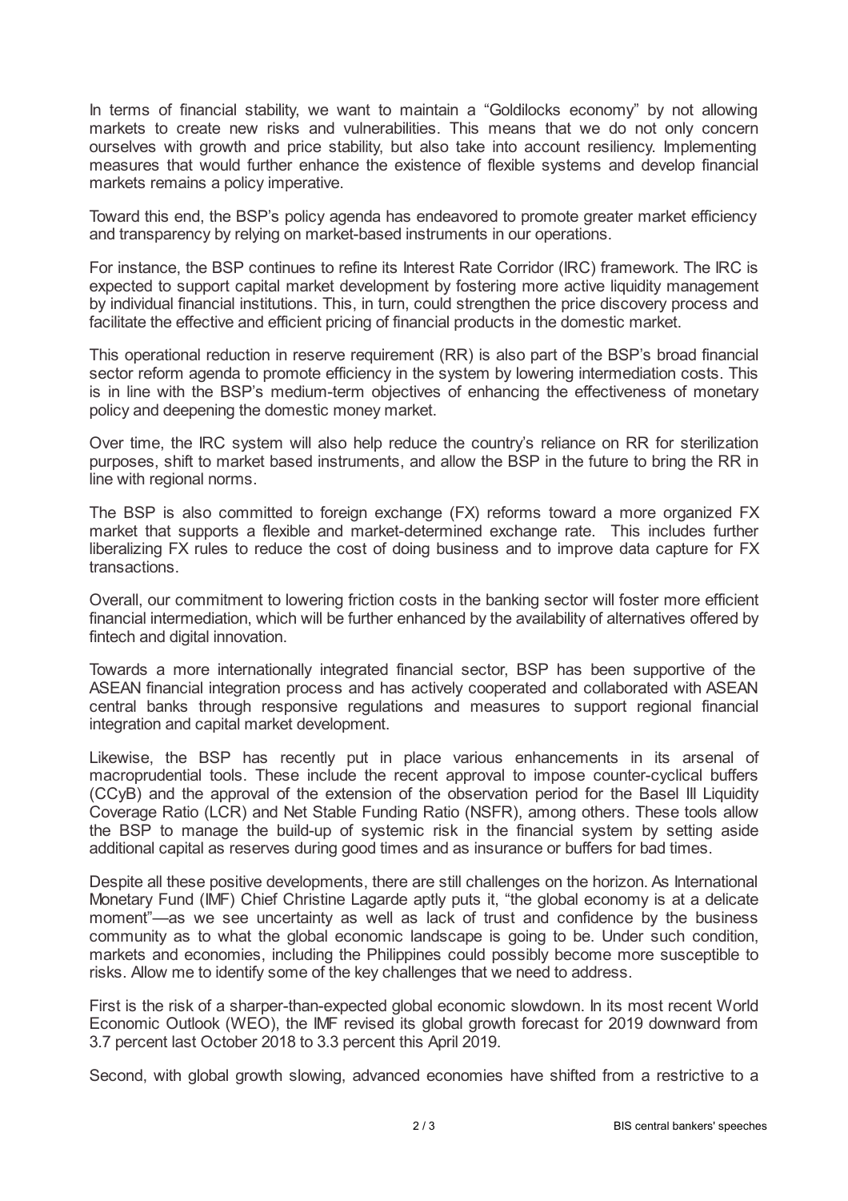In terms of financial stability, we want to maintain a "Goldilocks economy" by not allowing markets to create new risks and vulnerabilities. This means that we do not only concern ourselves with growth and price stability, but also take into account resiliency. Implementing measures that would further enhance the existence of flexible systems and develop financial markets remains a policy imperative.

Toward this end, the BSP's policy agenda has endeavored to promote greater market efficiency and transparency by relying on market-based instruments in our operations.

For instance, the BSP continues to refine its Interest Rate Corridor (IRC) framework. The IRC is expected to support capital market development by fostering more active liquidity management by individual financial institutions. This, in turn, could strengthen the price discovery process and facilitate the effective and efficient pricing of financial products in the domestic market.

This operational reduction in reserve requirement (RR) is also part of the BSP's broad financial sector reform agenda to promote efficiency in the system by lowering intermediation costs. This is in line with the BSP's medium-term objectives of enhancing the effectiveness of monetary policy and deepening the domestic money market.

Over time, the IRC system will also help reduce the country's reliance on RR for sterilization purposes, shift to market based instruments, and allow the BSP in the future to bring the RR in line with regional norms.

The BSP is also committed to foreign exchange (FX) reforms toward a more organized FX market that supports a flexible and market-determined exchange rate. This includes further liberalizing FX rules to reduce the cost of doing business and to improve data capture for FX transactions.

Overall, our commitment to lowering friction costs in the banking sector will foster more efficient financial intermediation, which will be further enhanced by the availability of alternatives offered by fintech and digital innovation.

Towards a more internationally integrated financial sector, BSP has been supportive of the ASEAN financial integration process and has actively cooperated and collaborated with ASEAN central banks through responsive regulations and measures to support regional financial integration and capital market development.

Likewise, the BSP has recently put in place various enhancements in its arsenal of macroprudential tools. These include the recent approval to impose counter-cyclical buffers (CCyB) and the approval of the extension of the observation period for the Basel III Liquidity Coverage Ratio (LCR) and Net Stable Funding Ratio (NSFR), among others. These tools allow the BSP to manage the build-up of systemic risk in the financial system by setting aside additional capital as reserves during good times and as insurance or buffers for bad times.

Despite all these positive developments, there are still challenges on the horizon. As International Monetary Fund (IMF) Chief Christine Lagarde aptly puts it, "the global economy is at a delicate moment"—as we see uncertainty as well as lack of trust and confidence by the business community as to what the global economic landscape is going to be. Under such condition, markets and economies, including the Philippines could possibly become more susceptible to risks. Allow me to identify some of the key challenges that we need to address.

First is the risk of a sharper-than-expected global economic slowdown. In its most recent World Economic Outlook (WEO), the IMF revised its global growth forecast for 2019 downward from 3.7 percent last October 2018 to 3.3 percent this April 2019.

Second, with global growth slowing, advanced economies have shifted from a restrictive to a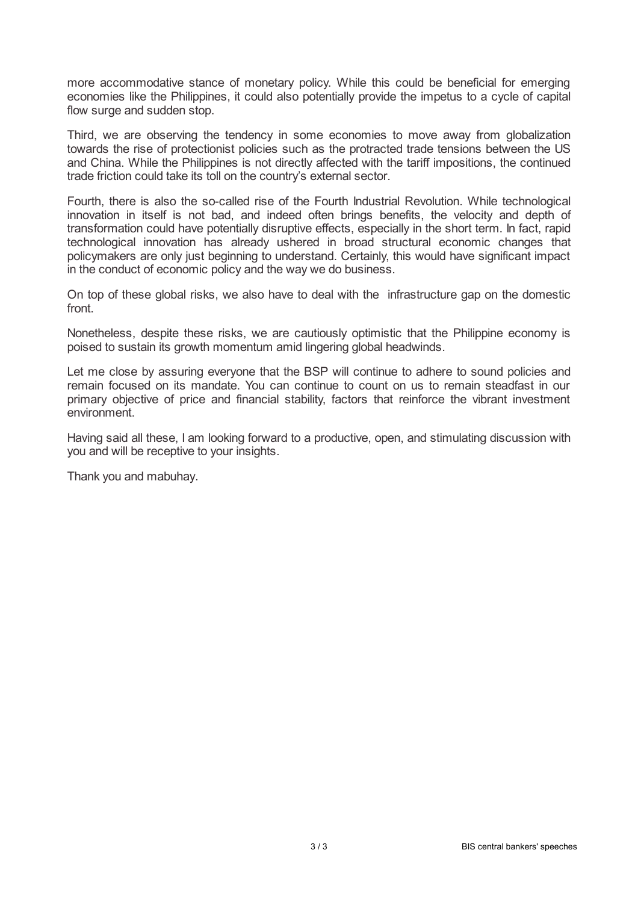more accommodative stance of monetary policy. While this could be beneficial for emerging economies like the Philippines, it could also potentially provide the impetus to a cycle of capital flow surge and sudden stop.

Third, we are observing the tendency in some economies to move away from globalization towards the rise of protectionist policies such as the protracted trade tensions between the US and China. While the Philippines is not directly affected with the tariff impositions, the continued trade friction could take its toll on the country's external sector.

Fourth, there is also the so-called rise of the Fourth Industrial Revolution. While technological innovation in itself is not bad, and indeed often brings benefits, the velocity and depth of transformation could have potentially disruptive effects, especially in the short term. In fact, rapid technological innovation has already ushered in broad structural economic changes that policymakers are only just beginning to understand. Certainly, this would have significant impact in the conduct of economic policy and the way we do business.

On top of these global risks, we also have to deal with the infrastructure gap on the domestic front.

Nonetheless, despite these risks, we are cautiously optimistic that the Philippine economy is poised to sustain its growth momentum amid lingering global headwinds.

Let me close by assuring everyone that the BSP will continue to adhere to sound policies and remain focused on its mandate. You can continue to count on us to remain steadfast in our primary objective of price and financial stability, factors that reinforce the vibrant investment environment.

Having said all these, I am looking forward to a productive, open, and stimulating discussion with you and will be receptive to your insights.

Thank you and mabuhay.